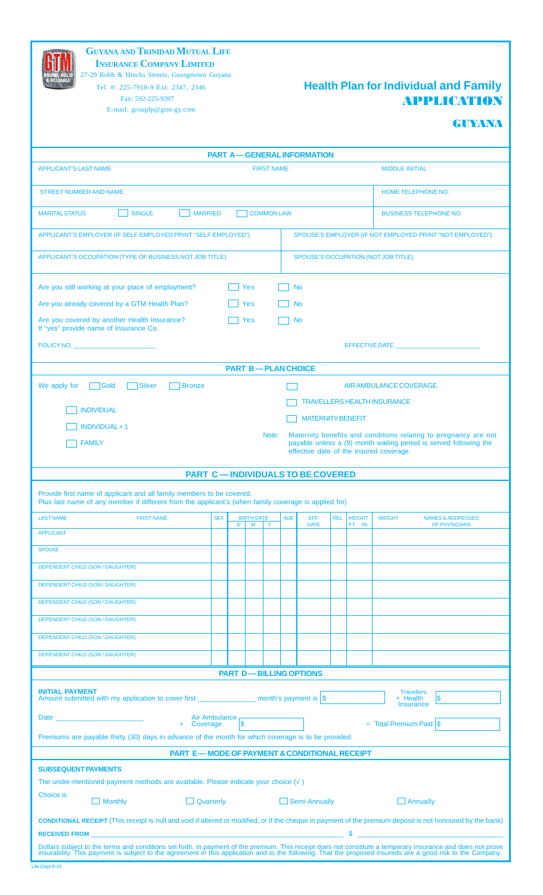**GUYANA AND TRINIDAD MUTUAL LIFE INSURANCE COMPANY LIMITED**
27-29 Robb & Hincks Streets, Georgetown Guyana
Tel. #: 225-7910-9 Ext: 2347, 2346
Fax: 592-225-9397
E-mail: grouplp@gtm-gy.com

# Health Plan for Individual and Family APPLICATION

## GUYANA

## PART A — GENERAL INFORMATION

| APPLICANT'S LAST NAME | FIRST NAME | MIDDLE INITIAL |
|---|---|---|
| | | |

| STREET NUMBER AND NAME | HOME TELEPHONE NO. |
|---|---|
| | |

MARITAL STATUS ☐ SINGLE ☐ MARRIED ☐ COMMON LAW — BUSINESS TELEPHONE NO.

| APPLICANT'S EMPLOYER (IF SELF EMPLOYED PRINT "SELF EMPLOYED") | SPOUSE'S EMPLOYER (IF NOT EMPLOYED PRINT "NOT EMPLOYED") |
|---|---|
| | |
| **APPLICANT'S OCCUPATION (TYPE OF BUSINESS NOT JOB TITLE)** | **SPOUSE'S OCCUPATION (NOT JOB TITLE)** |
| | |

Are you still working at your place of employment? ☐ Yes ☐ No

Are you already covered by a GTM Health Plan? ☐ Yes ☐ No

Are you covered by another Health Insurance? ☐ Yes ☐ No
If "yes" provide name of Insurance Co.

POLICY NO. ______________________ EFFECTIVE DATE ______________________

## PART B — PLAN CHOICE

We apply for ☐ Gold ☐ Silver ☐ Bronze

☐ INDIVIDUAL

☐ INDIVIDUAL + 1

☐ FAMILY

☐ AIR AMBULANCE COVERAGE

☐ TRAVELLERS HEALTH INSURANCE

☐ MATERNITY BENEFIT

Note: Maternity benefits and conditions relating to pregnancy are not payable unless a (9) month waiting period is served following the effective date of the insured coverage.

## PART C — INDIVIDUALS TO BE COVERED

Provide first name of applicant and all family members to be covered.
Plus last name of any member if different from the applicant's (when family coverage is applied for)

| LAST NAME | FIRST NAME | SEX | BIRTH DATE D | M | Y | AGE | EFF. DATE | REL | HEIGHT FT. IN. | WEIGHT | NAMES & ADDRESSES OF PHYSICIANS |
|---|---|---|---|---|---|---|---|---|---|---|---|
| APPLICANT | | | | | | | | | | | |
| SPOUSE | | | | | | | | | | | |
| DEPENDENT CHILD (SON / DAUGHTER) | | | | | | | | | | | |
| DEPENDENT CHILD (SON / DAUGHTER) | | | | | | | | | | | |
| DEPENDENT CHILD (SON / DAUGHTER) | | | | | | | | | | | |
| DEPENDENT CHILD (SON / DAUGHTER) | | | | | | | | | | | |
| DEPENDENT CHILD (SON / DAUGHTER) | | | | | | | | | | | |
| DEPENDENT CHILD (SON / DAUGHTER) | | | | | | | | | | | |

## PART D — BILLING OPTIONS

**INITIAL PAYMENT**
Amount submitted with my application to cover first ______________ month's payment is $ ______ + Travellers Health Insurance $ ______

Date ______________________ + Air Ambulance Coverage $ ______ = Total Premium Paid $ ______

Premiums are payable thirty (30) days in advance of the month for which coverage is to be provided.

## PART E — MODE OF PAYMENT & CONDITIONAL RECEIPT

**SUBSEQUENT PAYMENTS**

The under-mentioned payment methods are available. Please indicate your choice (√)

Choice is ☐ Monthly ☐ Quarterly ☐ Semi-Annually ☐ Annually

**CONDITIONAL RECEIPT** (This receipt is null and void if altered or modified, or if the cheque in payment of the premium deposit is not honoured by the bank)

**RECEIVED FROM** ______________________________________________ $ ______________________

Dollars subject to the terms and conditions set forth, in payment of the premium. This receipt does not constitute a temporary insurance and does not prove insurability. This payment is subject to the agreement in this application and to the following: That the proposed insureds are a good risk to the Company.

Life Dept 9-10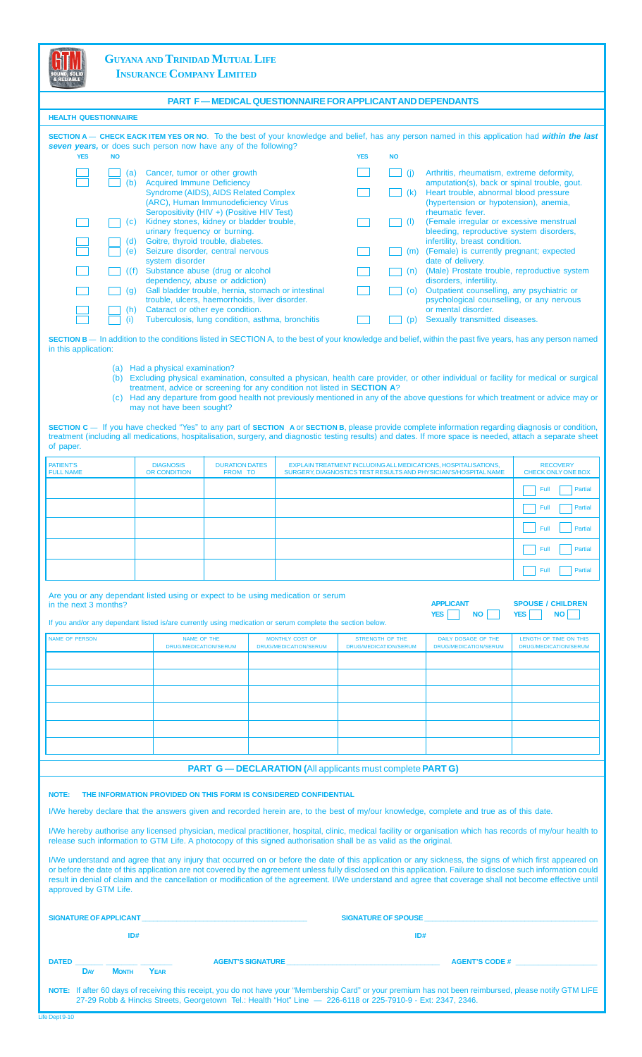**GUYANA AND TRINIDAD MUTUAL LIFE INSURANCE COMPANY LIMITED**

## PART F — MEDICAL QUESTIONNAIRE FOR APPLICANT AND DEPENDANTS

### HEALTH QUESTIONNAIRE

**SECTION A — CHECK EACH ITEM YES OR NO**. To the best of your knowledge and belief, has any person named in this application had ***within the last seven years,*** or does such person now have any of the following?

| YES | NO | | |
|---|---|---|---|
| ☐ | ☐ | (a) | Cancer, tumor or other growth |
| ☐ | ☐ | (b) | Acquired Immune Deficiency Syndrome (AIDS), AIDS Related Complex (ARC), Human Immunodeficiency Virus Seropositivity (HIV +) (Positive HIV Test) |
| ☐ | ☐ | (c) | Kidney stones, kidney or bladder trouble, urinary frequency or burning. |
| ☐ | ☐ | (d) | Goitre, thyroid trouble, diabetes. |
| ☐ | ☐ | (e) | Seizure disorder, central nervous system disorder |
| ☐ | ☐ | ((f) | Substance abuse (drug or alcohol dependency, abuse or addiction) |
| ☐ | ☐ | (g) | Gall bladder trouble, hernia, stomach or intestinal trouble, ulcers, haemorrhoids, liver disorder. |
| ☐ | ☐ | (h) | Cataract or other eye condition. |
| ☐ | ☐ | (i) | Tuberculosis, lung condition, asthma, bronchitis |

| YES | NO | | |
|---|---|---|---|
| ☐ | ☐ | (j) | Arthritis, rheumatism, extreme deformity, amputation(s), back or spinal trouble, gout. |
| ☐ | ☐ | (k) | Heart trouble, abnormal blood pressure (hypertension or hypotension), anemia, rheumatic fever. |
| ☐ | ☐ | (l) | (Female irregular or excessive menstrual bleeding, reproductive system disorders, infertility, breast condition. |
| ☐ | ☐ | (m) | (Female) is currently pregnant; expected date of delivery. |
| ☐ | ☐ | (n) | (Male) Prostate trouble, reproductive system disorders, infertility. |
| ☐ | ☐ | (o) | Outpatient counselling, any psychiatric or psychological counselling, or any nervous or mental disorder. |
| ☐ | ☐ | (p) | Sexually transmitted diseases. |

**SECTION B** — In addition to the conditions listed in SECTION A, to the best of your knowledge and belief, within the past five years, has any person named in this application:

(a) Had a physical examination?
(b) Excluding physical examination, consulted a physican, health care provider, or other individual or facility for medical or surgical treatment, advice or screening for any condition not listed in **SECTION A**?
(c) Had any departure from good health not previously mentioned in any of the above questions for which treatment or advice may or may not have been sought?

**SECTION C** — If you have checked "Yes" to any part of **SECTION A** or **SECTION B**, please provide complete information regarding diagnosis or condition, treatment (including all medications, hospitalisation, surgery, and diagnostic testing results) and dates. If more space is needed, attach a separate sheet of paper.

| PATIENT'S FULL NAME | DIAGNOSIS OR CONDITION | DURATION DATES FROM TO | EXPLAIN TREATMENT INCLUDING ALL MEDICATIONS, HOSPITALISATIONS, SURGERY, DIAGNOSTICS TEST RESULTS AND PHYSICIAN'S/HOSPITAL NAME | RECOVERY CHECK ONLY ONE BOX |
|---|---|---|---|---|
| | | | | ☐ Full ☐ Partial |
| | | | | ☐ Full ☐ Partial |
| | | | | ☐ Full ☐ Partial |
| | | | | ☐ Full ☐ Partial |
| | | | | ☐ Full ☐ Partial |

Are you or any dependant listed using or expect to be using medication or serum in the next 3 months?

**APPLICANT** YES ☐ NO ☐ **SPOUSE / CHILDREN** YES ☐ NO ☐

If you and/or any dependant listed is/are currently using medication or serum complete the section below.

| NAME OF PERSON | NAME OF THE DRUG/MEDICATION/SERUM | MONTHLY COST OF DRUG/MEDICATION/SERUM | STRENGTH OF THE DRUG/MEDICATION/SERUM | DAILY DOSAGE OF THE DRUG/MEDICATION/SERUM | LENGTH OF TIME ON THIS DRUG/MEDICATION/SERUM |
|---|---|---|---|---|---|
| | | | | | |
| | | | | | |
| | | | | | |
| | | | | | |
| | | | | | |
| | | | | | |

## PART G — DECLARATION (All applicants must complete PART G)

**NOTE: THE INFORMATION PROVIDED ON THIS FORM IS CONSIDERED CONFIDENTIAL**

I/We hereby declare that the answers given and recorded herein are, to the best of my/our knowledge, complete and true as of this date.

I/We hereby authorise any licensed physician, medical practitioner, hospital, clinic, medical facility or organisation which has records of my/our health to release such information to GTM Life. A photocopy of this signed authorisation shall be as valid as the original.

I/We understand and agree that any injury that occurred on or before the date of this application or any sickness, the signs of which first appeared on or before the date of this application are not covered by the agreement unless fully disclosed on this application. Failure to disclose such information could result in denial of claim and the cancellation or modification of the agreement. I/We understand and agree that coverage shall not become effective until approved by GTM Life.

**SIGNATURE OF APPLICANT** ______________________ **SIGNATURE OF SPOUSE** ______________________

**ID#** **ID#**

**DATED** _______ _______ _______ **AGENT'S SIGNATURE** ______________________ **AGENT'S CODE #** ____________
**DAY MONTH YEAR**

**NOTE:** If after 60 days of receiving this receipt, you do not have your "Membership Card" or your premium has not been reimbursed, please notify GTM LIFE 27-29 Robb & Hincks Streets, Georgetown Tel.: Health "Hot" Line — 226-6118 or 225-7910-9 - Ext: 2347, 2346.

Life Dept 9-10